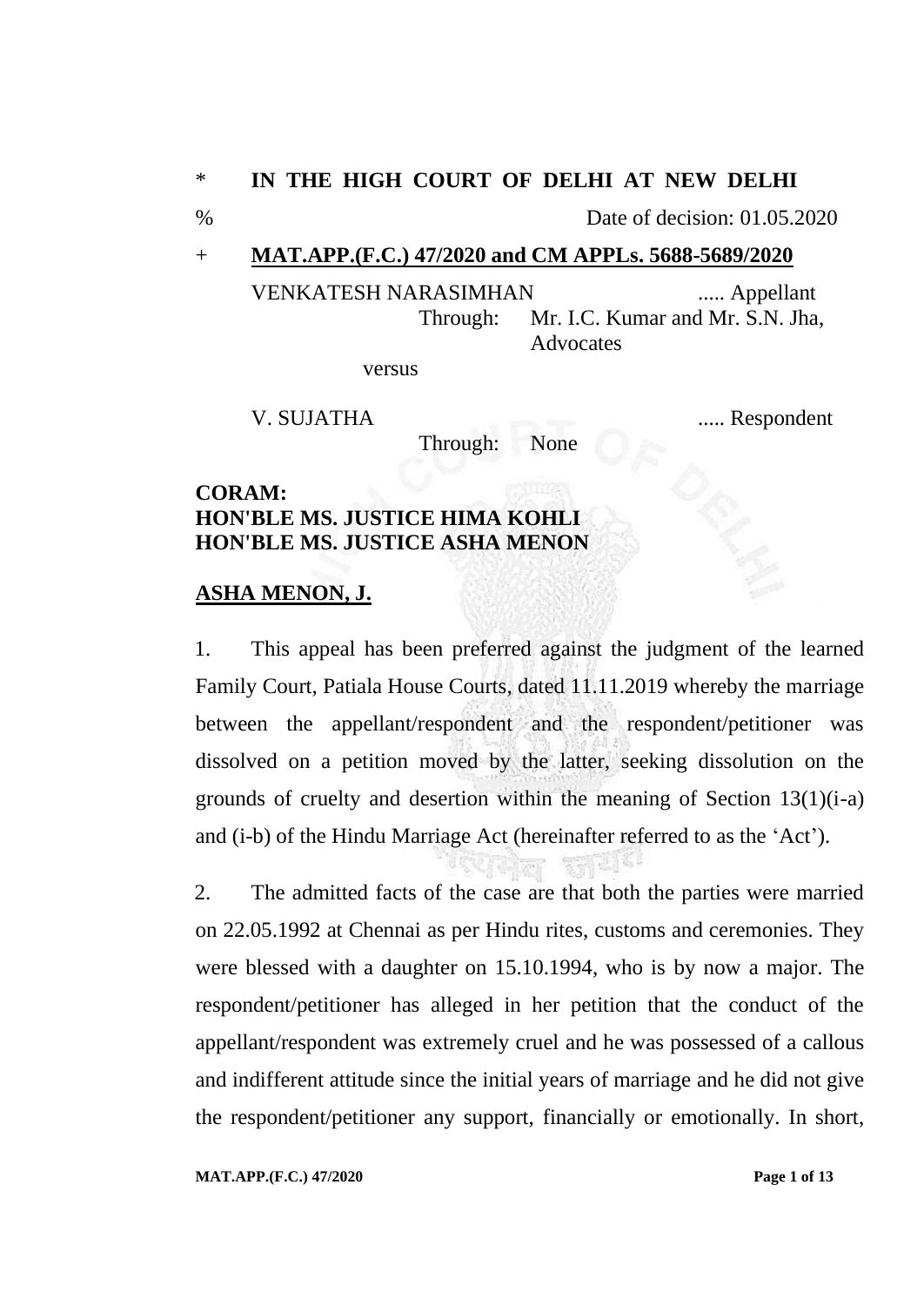\* **IN THE HIGH COURT OF DELHI AT NEW DELHI**

% Date of decision: 01.05.2020

\+ **MAT.APP.(F.C.) 47/2020 and CM APPLs. 5688-5689/2020**

VENKATESH NARASIMHAN ..... Appellant
Through: Mr. I.C. Kumar and Mr. S.N. Jha, Advocates

versus

V. SUJATHA ..... Respondent
Through: None

**CORAM:**
**HON'BLE MS. JUSTICE HIMA KOHLI**
**HON'BLE MS. JUSTICE ASHA MENON**

**ASHA MENON, J.**

1. This appeal has been preferred against the judgment of the learned Family Court, Patiala House Courts, dated 11.11.2019 whereby the marriage between the appellant/respondent and the respondent/petitioner was dissolved on a petition moved by the latter, seeking dissolution on the grounds of cruelty and desertion within the meaning of Section 13(1)(i-a) and (i-b) of the Hindu Marriage Act (hereinafter referred to as the 'Act').

2. The admitted facts of the case are that both the parties were married on 22.05.1992 at Chennai as per Hindu rites, customs and ceremonies. They were blessed with a daughter on 15.10.1994, who is by now a major. The respondent/petitioner has alleged in her petition that the conduct of the appellant/respondent was extremely cruel and he was possessed of a callous and indifferent attitude since the initial years of marriage and he did not give the respondent/petitioner any support, financially or emotionally. In short,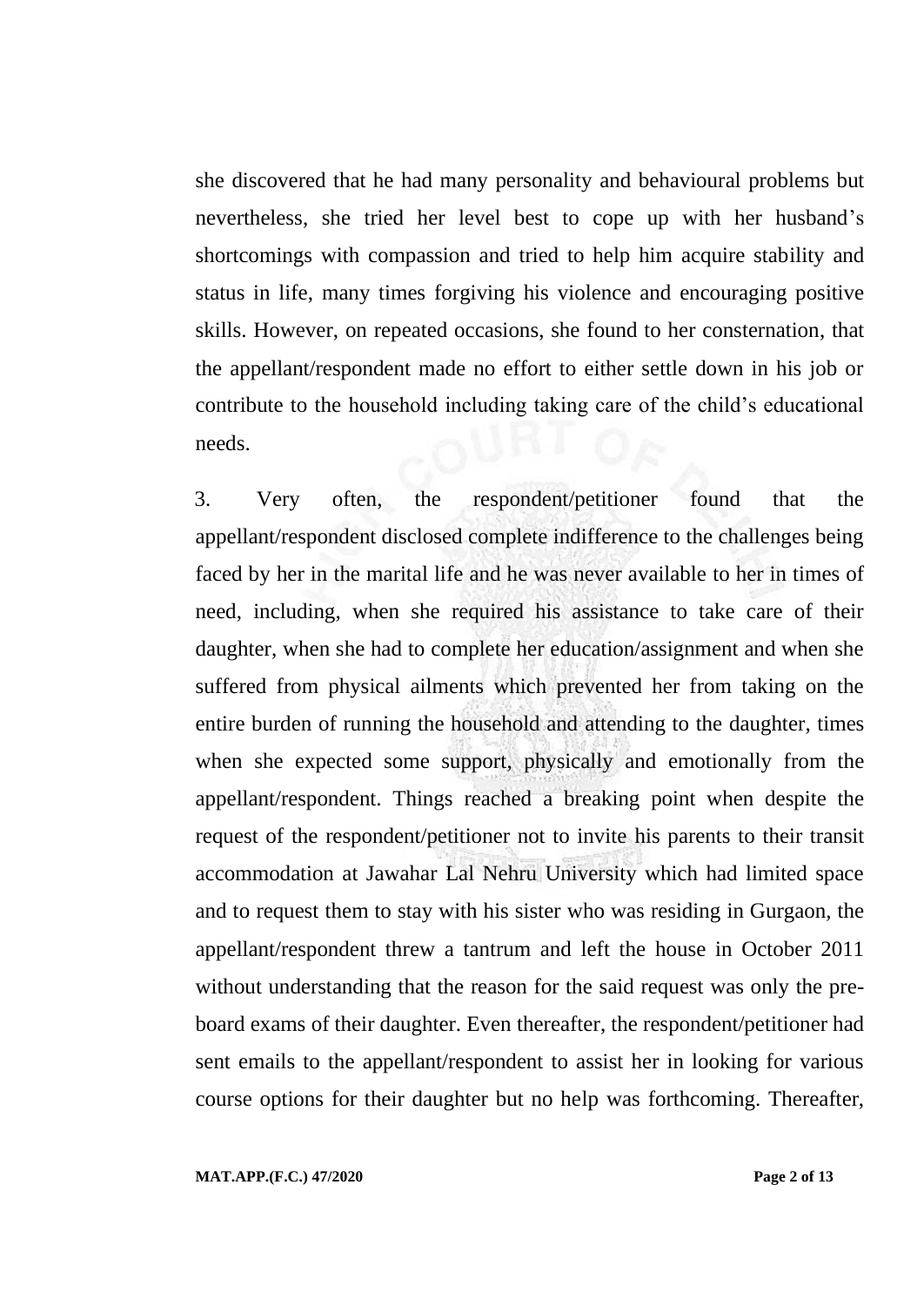she discovered that he had many personality and behavioural problems but nevertheless, she tried her level best to cope up with her husband's shortcomings with compassion and tried to help him acquire stability and status in life, many times forgiving his violence and encouraging positive skills. However, on repeated occasions, she found to her consternation, that the appellant/respondent made no effort to either settle down in his job or contribute to the household including taking care of the child's educational needs.

3. Very often, the respondent/petitioner found that the appellant/respondent disclosed complete indifference to the challenges being faced by her in the marital life and he was never available to her in times of need, including, when she required his assistance to take care of their daughter, when she had to complete her education/assignment and when she suffered from physical ailments which prevented her from taking on the entire burden of running the household and attending to the daughter, times when she expected some support, physically and emotionally from the appellant/respondent. Things reached a breaking point when despite the request of the respondent/petitioner not to invite his parents to their transit accommodation at Jawahar Lal Nehru University which had limited space and to request them to stay with his sister who was residing in Gurgaon, the appellant/respondent threw a tantrum and left the house in October 2011 without understanding that the reason for the said request was only the pre-board exams of their daughter. Even thereafter, the respondent/petitioner had sent emails to the appellant/respondent to assist her in looking for various course options for their daughter but no help was forthcoming. Thereafter,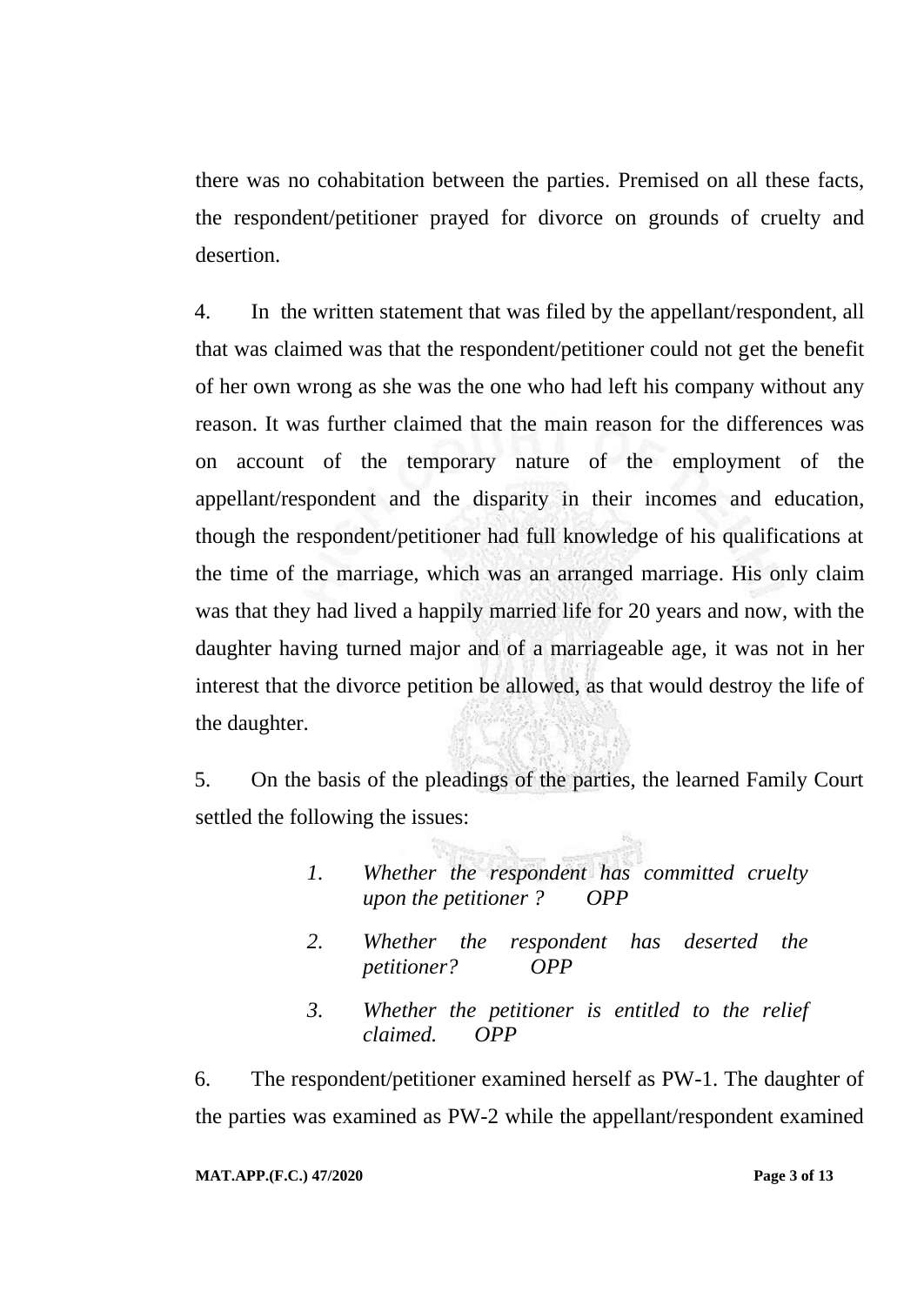there was no cohabitation between the parties. Premised on all these facts, the respondent/petitioner prayed for divorce on grounds of cruelty and desertion.

4. In the written statement that was filed by the appellant/respondent, all that was claimed was that the respondent/petitioner could not get the benefit of her own wrong as she was the one who had left his company without any reason. It was further claimed that the main reason for the differences was on account of the temporary nature of the employment of the appellant/respondent and the disparity in their incomes and education, though the respondent/petitioner had full knowledge of his qualifications at the time of the marriage, which was an arranged marriage. His only claim was that they had lived a happily married life for 20 years and now, with the daughter having turned major and of a marriageable age, it was not in her interest that the divorce petition be allowed, as that would destroy the life of the daughter.

5. On the basis of the pleadings of the parties, the learned Family Court settled the following the issues:

> 1. *Whether the respondent has committed cruelty upon the petitioner ? OPP*
>
> 2. *Whether the respondent has deserted the petitioner? OPP*
>
> 3. *Whether the petitioner is entitled to the relief claimed. OPP*

6. The respondent/petitioner examined herself as PW-1. The daughter of the parties was examined as PW-2 while the appellant/respondent examined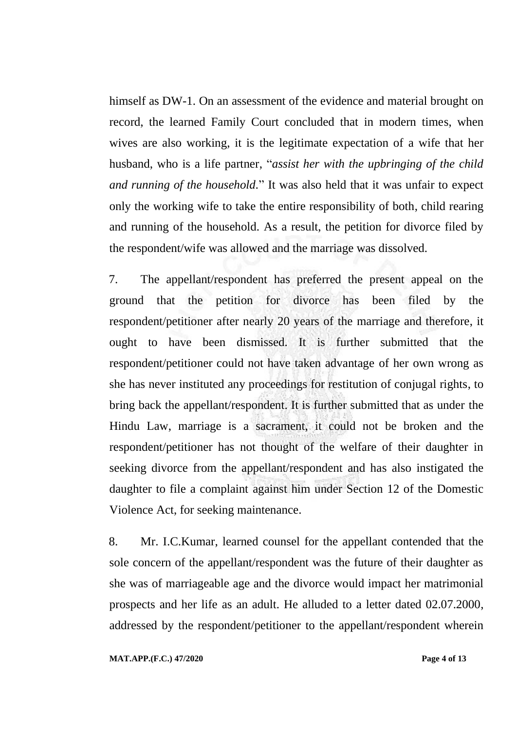himself as DW-1. On an assessment of the evidence and material brought on record, the learned Family Court concluded that in modern times, when wives are also working, it is the legitimate expectation of a wife that her husband, who is a life partner, "*assist her with the upbringing of the child and running of the household.*" It was also held that it was unfair to expect only the working wife to take the entire responsibility of both, child rearing and running of the household. As a result, the petition for divorce filed by the respondent/wife was allowed and the marriage was dissolved.

7. The appellant/respondent has preferred the present appeal on the ground that the petition for divorce has been filed by the respondent/petitioner after nearly 20 years of the marriage and therefore, it ought to have been dismissed. It is further submitted that the respondent/petitioner could not have taken advantage of her own wrong as she has never instituted any proceedings for restitution of conjugal rights, to bring back the appellant/respondent. It is further submitted that as under the Hindu Law, marriage is a sacrament, it could not be broken and the respondent/petitioner has not thought of the welfare of their daughter in seeking divorce from the appellant/respondent and has also instigated the daughter to file a complaint against him under Section 12 of the Domestic Violence Act, for seeking maintenance.

8. Mr. I.C.Kumar, learned counsel for the appellant contended that the sole concern of the appellant/respondent was the future of their daughter as she was of marriageable age and the divorce would impact her matrimonial prospects and her life as an adult. He alluded to a letter dated 02.07.2000, addressed by the respondent/petitioner to the appellant/respondent wherein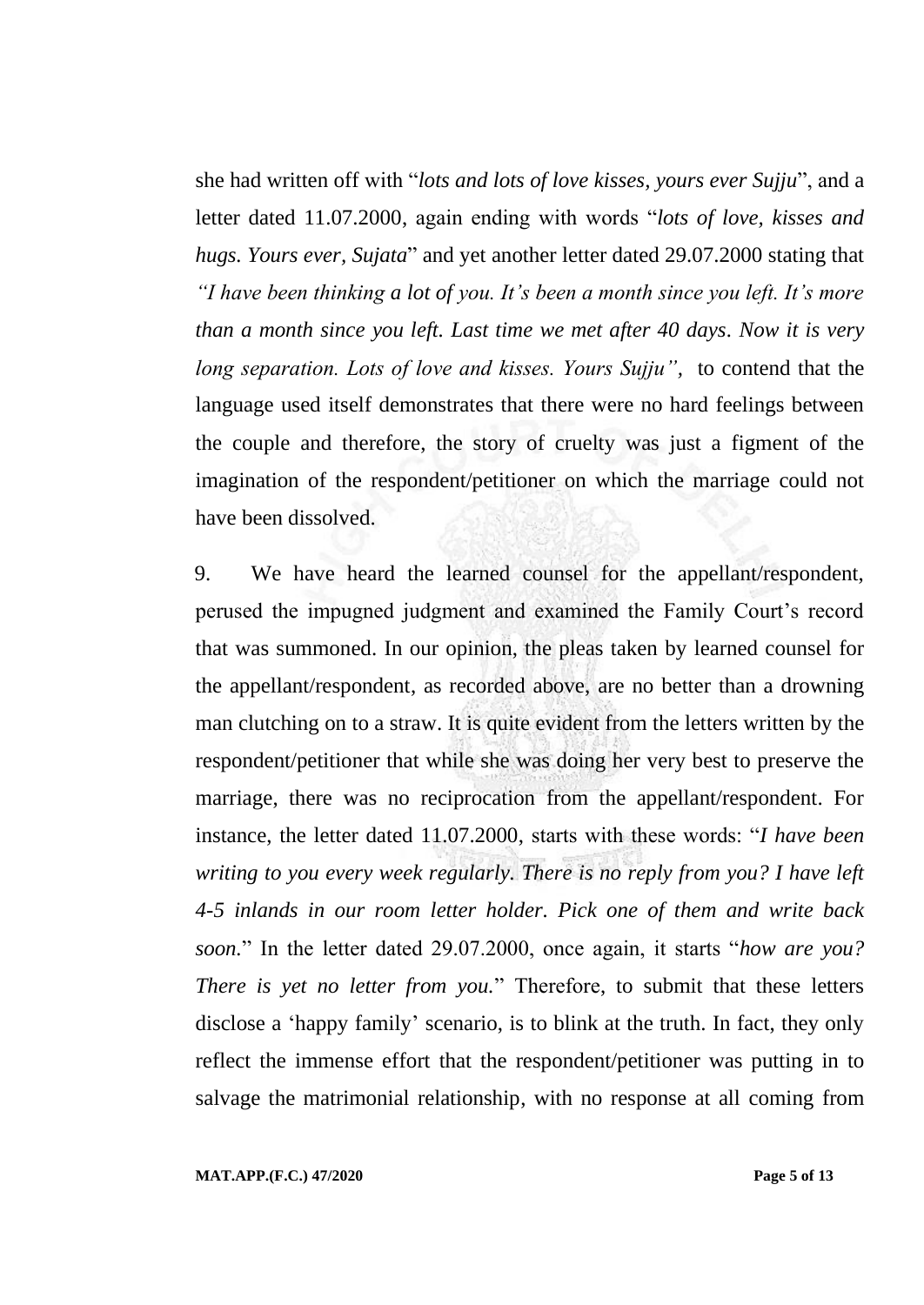she had written off with "*lots and lots of love kisses, yours ever Sujju*", and a letter dated 11.07.2000, again ending with words "*lots of love, kisses and hugs. Yours ever, Sujata*" and yet another letter dated 29.07.2000 stating that *"I have been thinking a lot of you. It's been a month since you left. It's more than a month since you left. Last time we met after 40 days. Now it is very long separation. Lots of love and kisses. Yours Sujju"*, to contend that the language used itself demonstrates that there were no hard feelings between the couple and therefore, the story of cruelty was just a figment of the imagination of the respondent/petitioner on which the marriage could not have been dissolved.

9. We have heard the learned counsel for the appellant/respondent, perused the impugned judgment and examined the Family Court's record that was summoned. In our opinion, the pleas taken by learned counsel for the appellant/respondent, as recorded above, are no better than a drowning man clutching on to a straw. It is quite evident from the letters written by the respondent/petitioner that while she was doing her very best to preserve the marriage, there was no reciprocation from the appellant/respondent. For instance, the letter dated 11.07.2000, starts with these words: "*I have been writing to you every week regularly. There is no reply from you? I have left 4-5 inlands in our room letter holder. Pick one of them and write back soon.*" In the letter dated 29.07.2000, once again, it starts "*how are you? There is yet no letter from you.*" Therefore, to submit that these letters disclose a 'happy family' scenario, is to blink at the truth. In fact, they only reflect the immense effort that the respondent/petitioner was putting in to salvage the matrimonial relationship, with no response at all coming from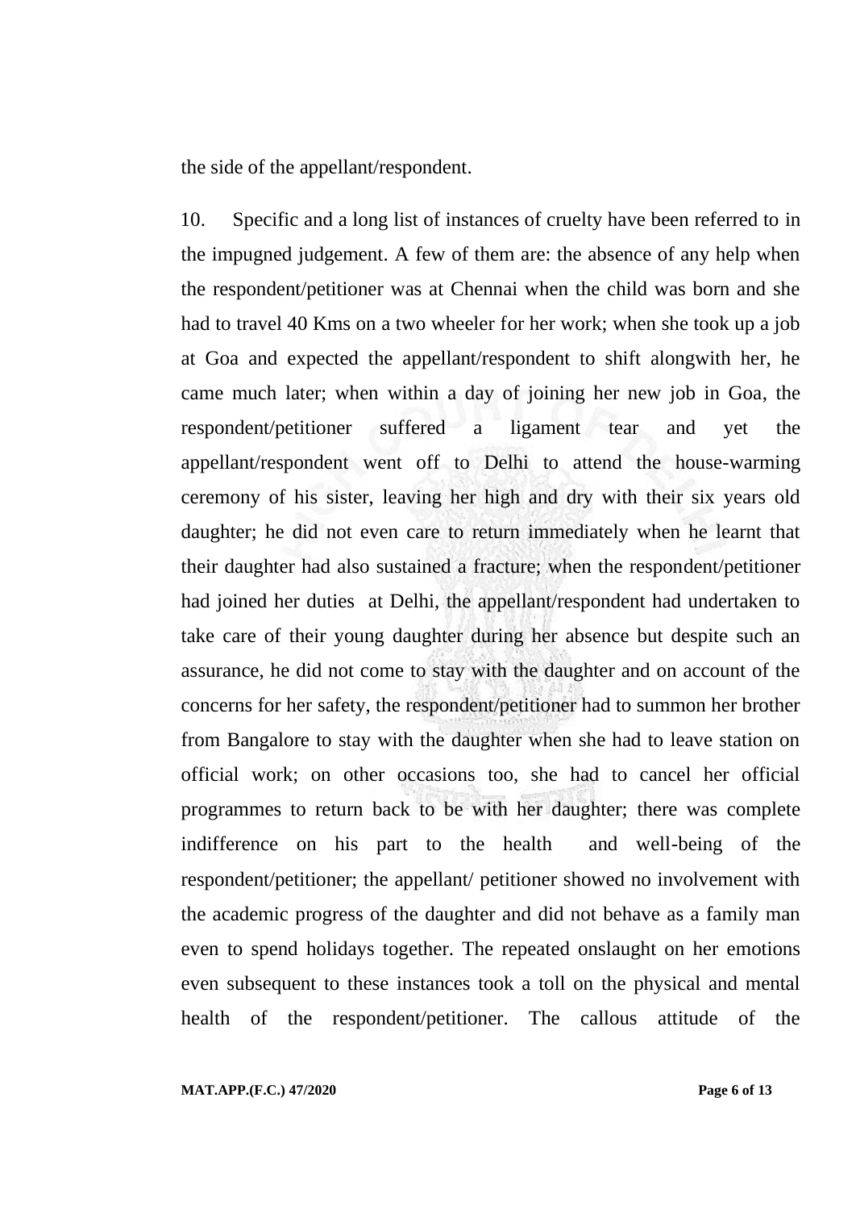the side of the appellant/respondent.

10. Specific and a long list of instances of cruelty have been referred to in the impugned judgement. A few of them are: the absence of any help when the respondent/petitioner was at Chennai when the child was born and she had to travel 40 Kms on a two wheeler for her work; when she took up a job at Goa and expected the appellant/respondent to shift alongwith her, he came much later; when within a day of joining her new job in Goa, the respondent/petitioner suffered a ligament tear and yet the appellant/respondent went off to Delhi to attend the house-warming ceremony of his sister, leaving her high and dry with their six years old daughter; he did not even care to return immediately when he learnt that their daughter had also sustained a fracture; when the respondent/petitioner had joined her duties at Delhi, the appellant/respondent had undertaken to take care of their young daughter during her absence but despite such an assurance, he did not come to stay with the daughter and on account of the concerns for her safety, the respondent/petitioner had to summon her brother from Bangalore to stay with the daughter when she had to leave station on official work; on other occasions too, she had to cancel her official programmes to return back to be with her daughter; there was complete indifference on his part to the health and well-being of the respondent/petitioner; the appellant/ petitioner showed no involvement with the academic progress of the daughter and did not behave as a family man even to spend holidays together. The repeated onslaught on her emotions even subsequent to these instances took a toll on the physical and mental health of the respondent/petitioner. The callous attitude of the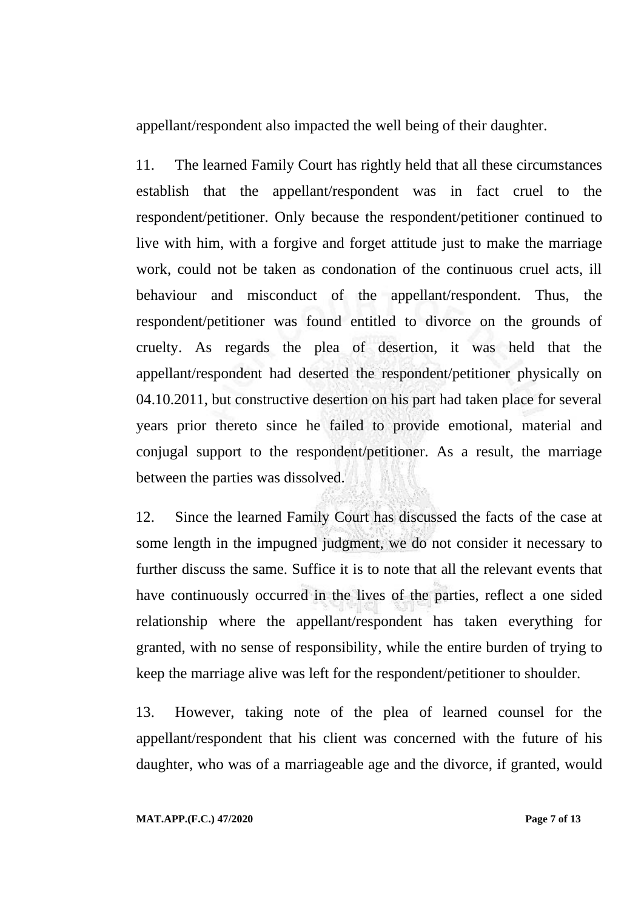appellant/respondent also impacted the well being of their daughter.

11. The learned Family Court has rightly held that all these circumstances establish that the appellant/respondent was in fact cruel to the respondent/petitioner. Only because the respondent/petitioner continued to live with him, with a forgive and forget attitude just to make the marriage work, could not be taken as condonation of the continuous cruel acts, ill behaviour and misconduct of the appellant/respondent. Thus, the respondent/petitioner was found entitled to divorce on the grounds of cruelty. As regards the plea of desertion, it was held that the appellant/respondent had deserted the respondent/petitioner physically on 04.10.2011, but constructive desertion on his part had taken place for several years prior thereto since he failed to provide emotional, material and conjugal support to the respondent/petitioner. As a result, the marriage between the parties was dissolved.

12. Since the learned Family Court has discussed the facts of the case at some length in the impugned judgment, we do not consider it necessary to further discuss the same. Suffice it is to note that all the relevant events that have continuously occurred in the lives of the parties, reflect a one sided relationship where the appellant/respondent has taken everything for granted, with no sense of responsibility, while the entire burden of trying to keep the marriage alive was left for the respondent/petitioner to shoulder.

13. However, taking note of the plea of learned counsel for the appellant/respondent that his client was concerned with the future of his daughter, who was of a marriageable age and the divorce, if granted, would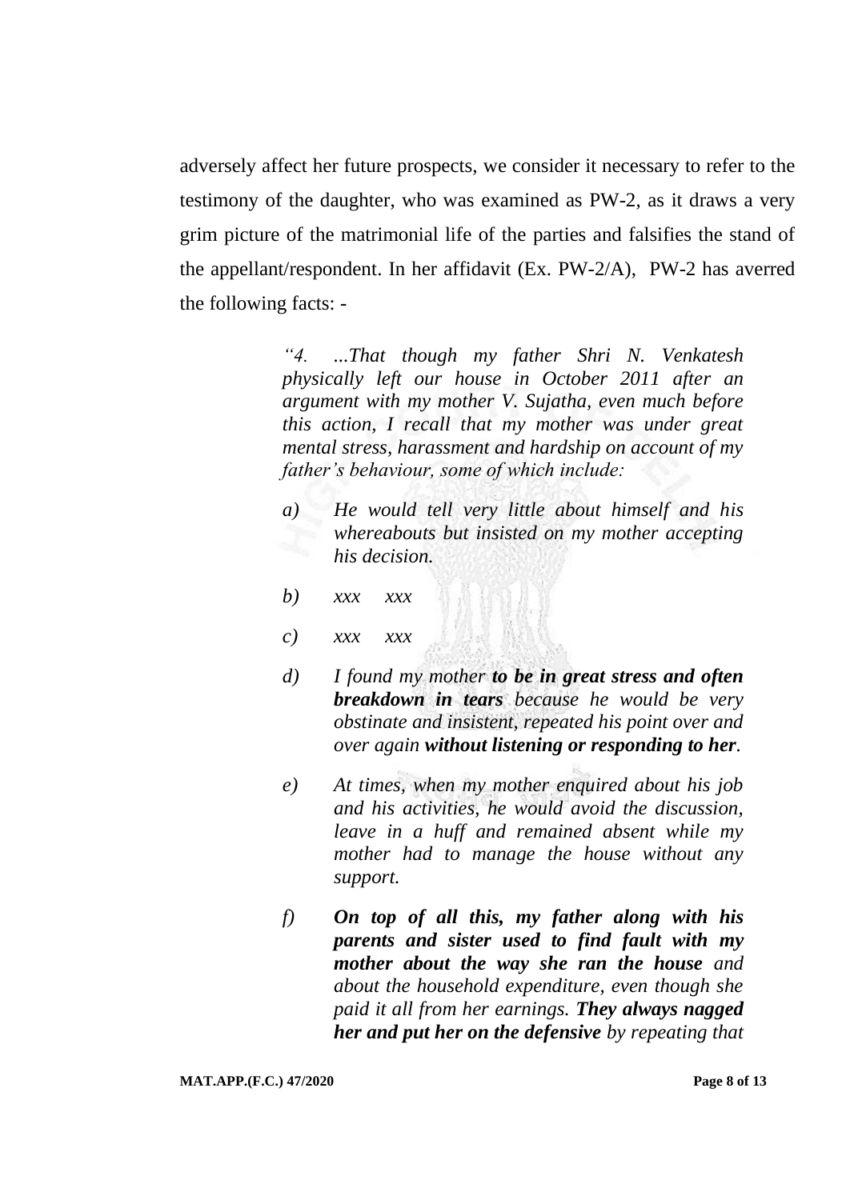adversely affect her future prospects, we consider it necessary to refer to the testimony of the daughter, who was examined as PW-2, as it draws a very grim picture of the matrimonial life of the parties and falsifies the stand of the appellant/respondent. In her affidavit (Ex. PW-2/A), PW-2 has averred the following facts: -

> *"4. ...That though my father Shri N. Venkatesh physically left our house in October 2011 after an argument with my mother V. Sujatha, even much before this action, I recall that my mother was under great mental stress, harassment and hardship on account of my father's behaviour, some of which include:*
>
> *a) He would tell very little about himself and his whereabouts but insisted on my mother accepting his decision.*
>
> *b) xxx xxx*
>
> *c) xxx xxx*
>
> *d) I found my mother* ***to be in great stress and often breakdown in tears*** *because he would be very obstinate and insistent, repeated his point over and over again* ***without listening or responding to her****.*
>
> *e) At times, when my mother enquired about his job and his activities, he would avoid the discussion, leave in a huff and remained absent while my mother had to manage the house without any support.*
>
> *f)* ***On top of all this, my father along with his parents and sister used to find fault with my mother about the way she ran the house*** *and about the household expenditure, even though she paid it all from her earnings.* ***They always nagged her and put her on the defensive*** *by repeating that*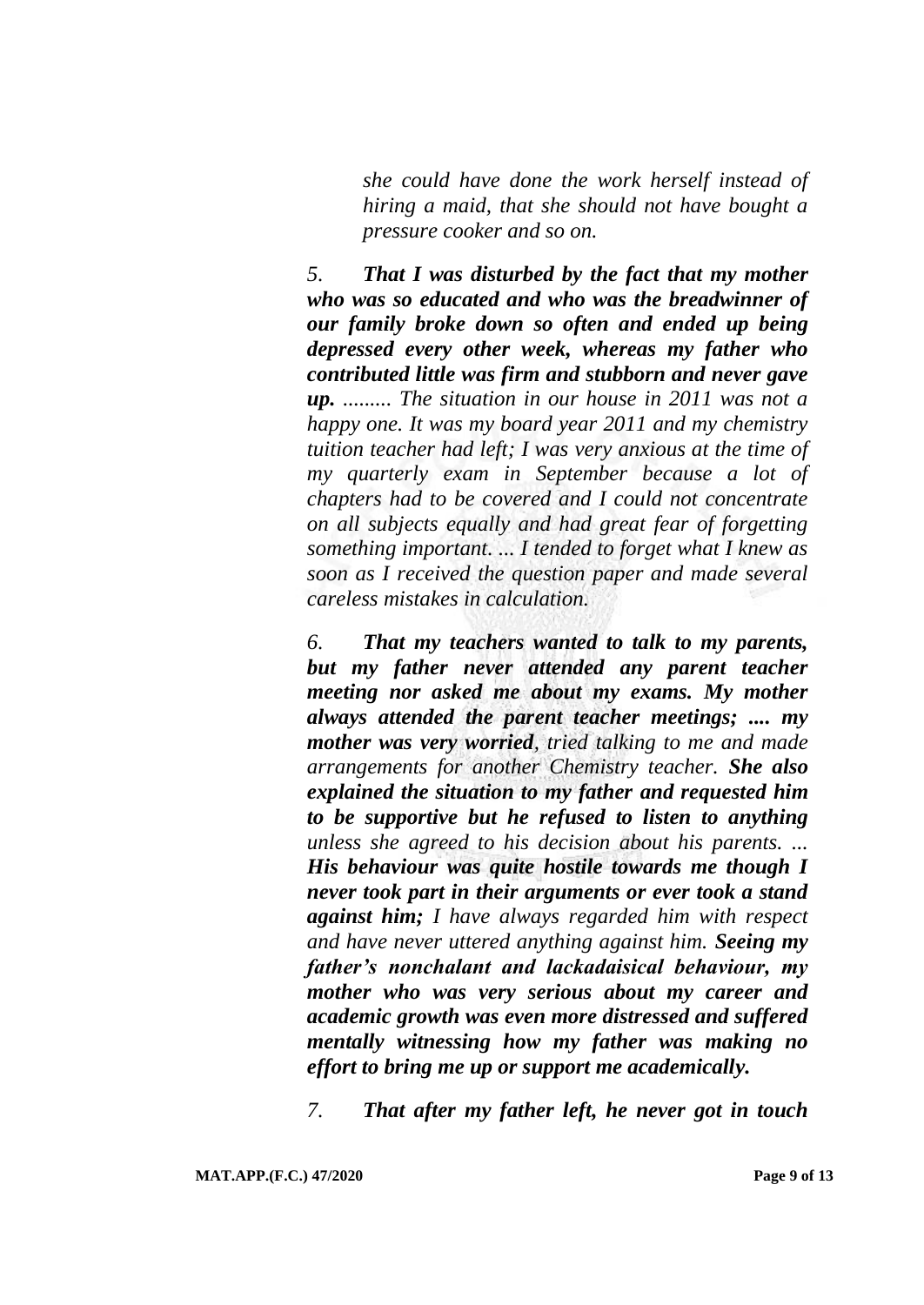*she could have done the work herself instead of hiring a maid, that she should not have bought a pressure cooker and so on.*

*5. **That I was disturbed by the fact that my mother who was so educated and who was the breadwinner of our family broke down so often and ended up being depressed every other week, whereas my father who contributed little was firm and stubborn and never gave up.** ......... The situation in our house in 2011 was not a happy one. It was my board year 2011 and my chemistry tuition teacher had left; I was very anxious at the time of my quarterly exam in September because a lot of chapters had to be covered and I could not concentrate on all subjects equally and had great fear of forgetting something important. ... I tended to forget what I knew as soon as I received the question paper and made several careless mistakes in calculation.*

*6. **That my teachers wanted to talk to my parents, but my father never attended any parent teacher meeting nor asked me about my exams. My mother always attended the parent teacher meetings; .... my mother was very worried**, tried talking to me and made arrangements for another Chemistry teacher. **She also explained the situation to my father and requested him to be supportive but he refused to listen to anything** unless she agreed to his decision about his parents. ... **His behaviour was quite hostile towards me though I never took part in their arguments or ever took a stand against him;** I have always regarded him with respect and have never uttered anything against him. **Seeing my father's nonchalant and lackadaisical behaviour, my mother who was very serious about my career and academic growth was even more distressed and suffered mentally witnessing how my father was making no effort to bring me up or support me academically.***

*7. **That after my father left, he never got in touch***

**MAT.APP.(F.C.) 47/2020**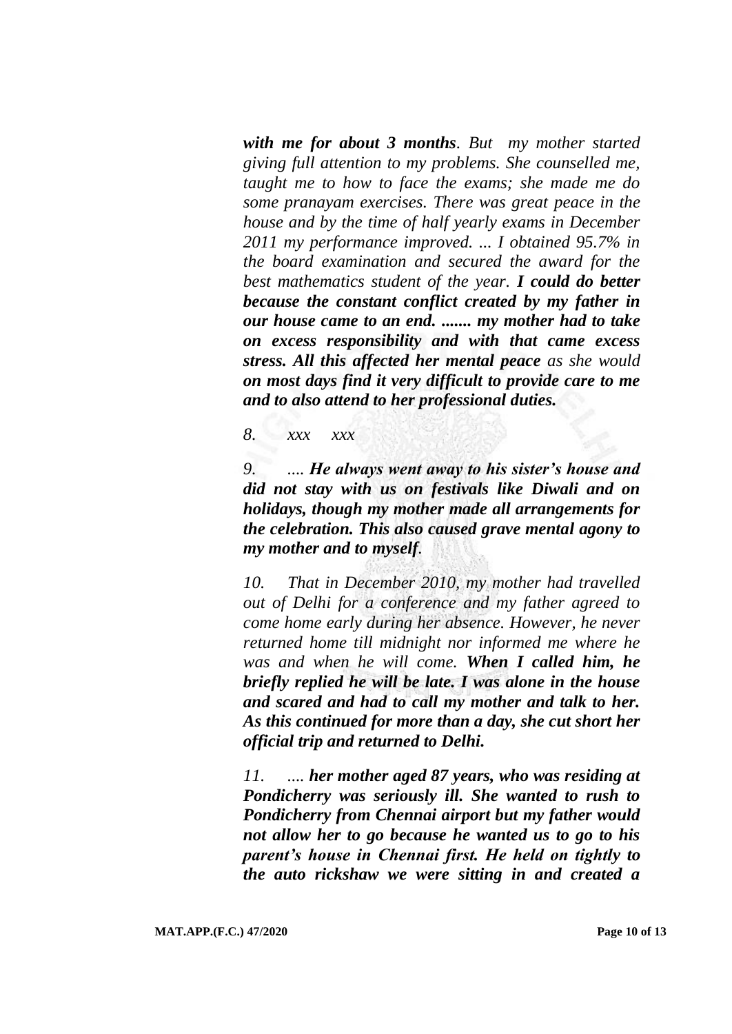*with me for about 3 months*. *But my mother started giving full attention to my problems. She counselled me, taught me to how to face the exams; she made me do some pranayam exercises. There was great peace in the house and by the time of half yearly exams in December 2011 my performance improved. ... I obtained 95.7% in the board examination and secured the award for the best mathematics student of the year.* ***I could do better because the constant conflict created by my father in our house came to an end. ....... my mother had to take on excess responsibility and with that came excess stress. All this affected her mental peace*** *as she would* ***on most days find it very difficult to provide care to me and to also attend to her professional duties.***

*8. xxx xxx*

*9. ....* ***He always went away to his sister's house and did not stay with us on festivals like Diwali and on holidays, though my mother made all arrangements for the celebration. This also caused grave mental agony to my mother and to myself****.*

*10. That in December 2010, my mother had travelled out of Delhi for a conference and my father agreed to come home early during her absence. However, he never returned home till midnight nor informed me where he was and when he will come.* ***When I called him, he briefly replied he will be late. I was alone in the house and scared and had to call my mother and talk to her. As this continued for more than a day, she cut short her official trip and returned to Delhi.***

*11. ....* ***her mother aged 87 years, who was residing at Pondicherry was seriously ill. She wanted to rush to Pondicherry from Chennai airport but my father would not allow her to go because he wanted us to go to his parent's house in Chennai first. He held on tightly to the auto rickshaw we were sitting in and created a***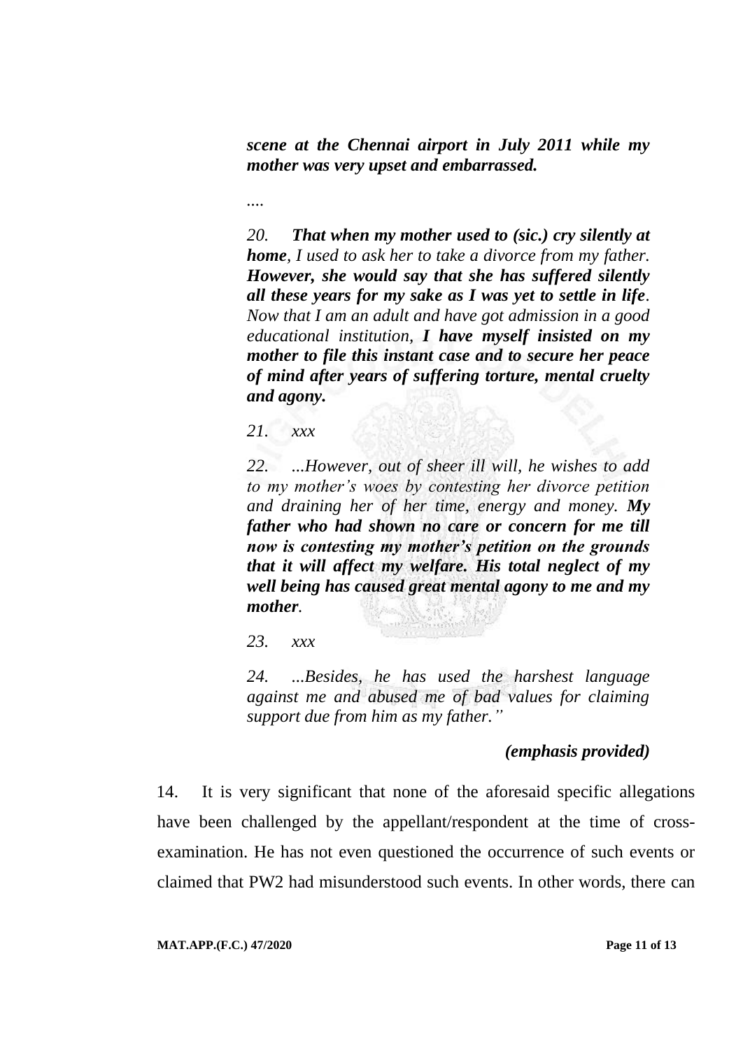***scene at the Chennai airport in July 2011 while my mother was very upset and embarrassed.***

*....*

*20.* ***That when my mother used to (sic.) cry silently at home****, I used to ask her to take a divorce from my father.* ***However, she would say that she has suffered silently all these years for my sake as I was yet to settle in life****. Now that I am an adult and have got admission in a good educational institution,* ***I have myself insisted on my mother to file this instant case and to secure her peace of mind after years of suffering torture, mental cruelty and agony.***

*21. xxx*

*22. ...However, out of sheer ill will, he wishes to add to my mother's woes by contesting her divorce petition and draining her of her time, energy and money.* ***My father who had shown no care or concern for me till now is contesting my mother's petition on the grounds that it will affect my welfare. His total neglect of my well being has caused great mental agony to me and my mother****.*

*23. xxx*

*24. ...Besides, he has used the harshest language against me and abused me of bad values for claiming support due from him as my father."*

***(emphasis provided)***

14. It is very significant that none of the aforesaid specific allegations have been challenged by the appellant/respondent at the time of cross-examination. He has not even questioned the occurrence of such events or claimed that PW2 had misunderstood such events. In other words, there can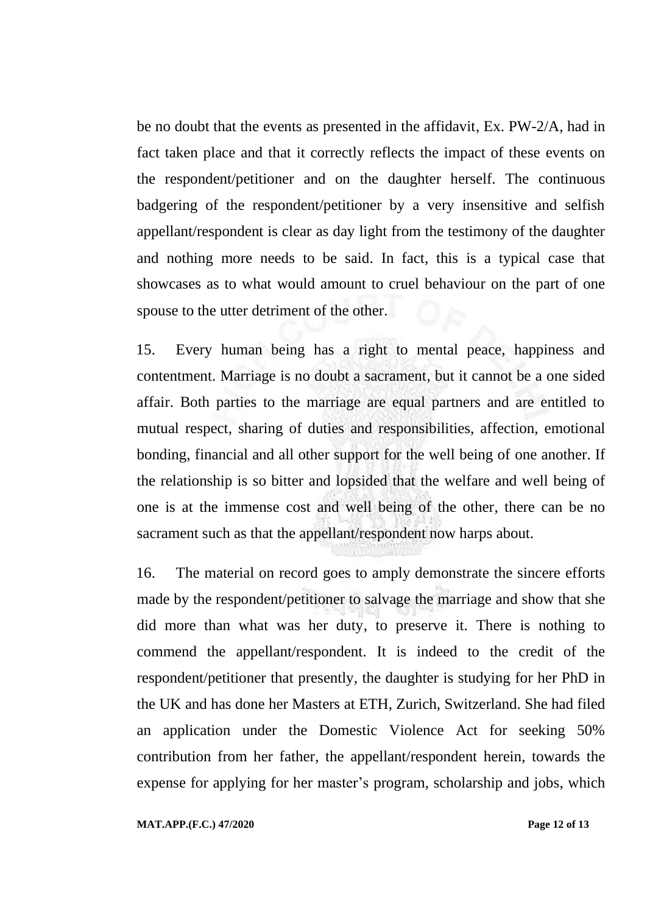be no doubt that the events as presented in the affidavit, Ex. PW-2/A, had in fact taken place and that it correctly reflects the impact of these events on the respondent/petitioner and on the daughter herself. The continuous badgering of the respondent/petitioner by a very insensitive and selfish appellant/respondent is clear as day light from the testimony of the daughter and nothing more needs to be said. In fact, this is a typical case that showcases as to what would amount to cruel behaviour on the part of one spouse to the utter detriment of the other.

15. Every human being has a right to mental peace, happiness and contentment. Marriage is no doubt a sacrament, but it cannot be a one sided affair. Both parties to the marriage are equal partners and are entitled to mutual respect, sharing of duties and responsibilities, affection, emotional bonding, financial and all other support for the well being of one another. If the relationship is so bitter and lopsided that the welfare and well being of one is at the immense cost and well being of the other, there can be no sacrament such as that the appellant/respondent now harps about.

16. The material on record goes to amply demonstrate the sincere efforts made by the respondent/petitioner to salvage the marriage and show that she did more than what was her duty, to preserve it. There is nothing to commend the appellant/respondent. It is indeed to the credit of the respondent/petitioner that presently, the daughter is studying for her PhD in the UK and has done her Masters at ETH, Zurich, Switzerland. She had filed an application under the Domestic Violence Act for seeking 50% contribution from her father, the appellant/respondent herein, towards the expense for applying for her master's program, scholarship and jobs, which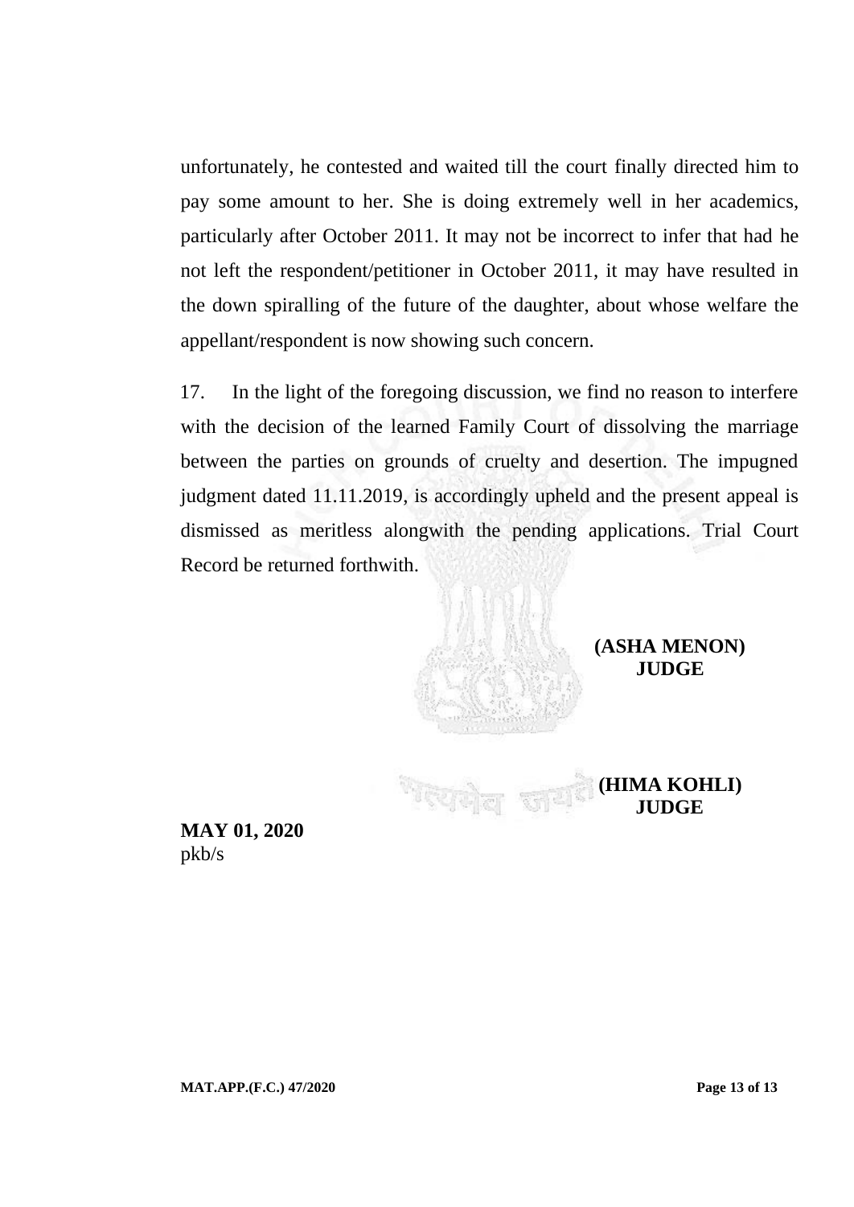unfortunately, he contested and waited till the court finally directed him to pay some amount to her. She is doing extremely well in her academics, particularly after October 2011. It may not be incorrect to infer that had he not left the respondent/petitioner in October 2011, it may have resulted in the down spiralling of the future of the daughter, about whose welfare the appellant/respondent is now showing such concern.

17. In the light of the foregoing discussion, we find no reason to interfere with the decision of the learned Family Court of dissolving the marriage between the parties on grounds of cruelty and desertion. The impugned judgment dated 11.11.2019, is accordingly upheld and the present appeal is dismissed as meritless alongwith the pending applications. Trial Court Record be returned forthwith.

**(ASHA MENON)**
**JUDGE**

**(HIMA KOHLI)**
**JUDGE**

**MAY 01, 2020**
pkb/s